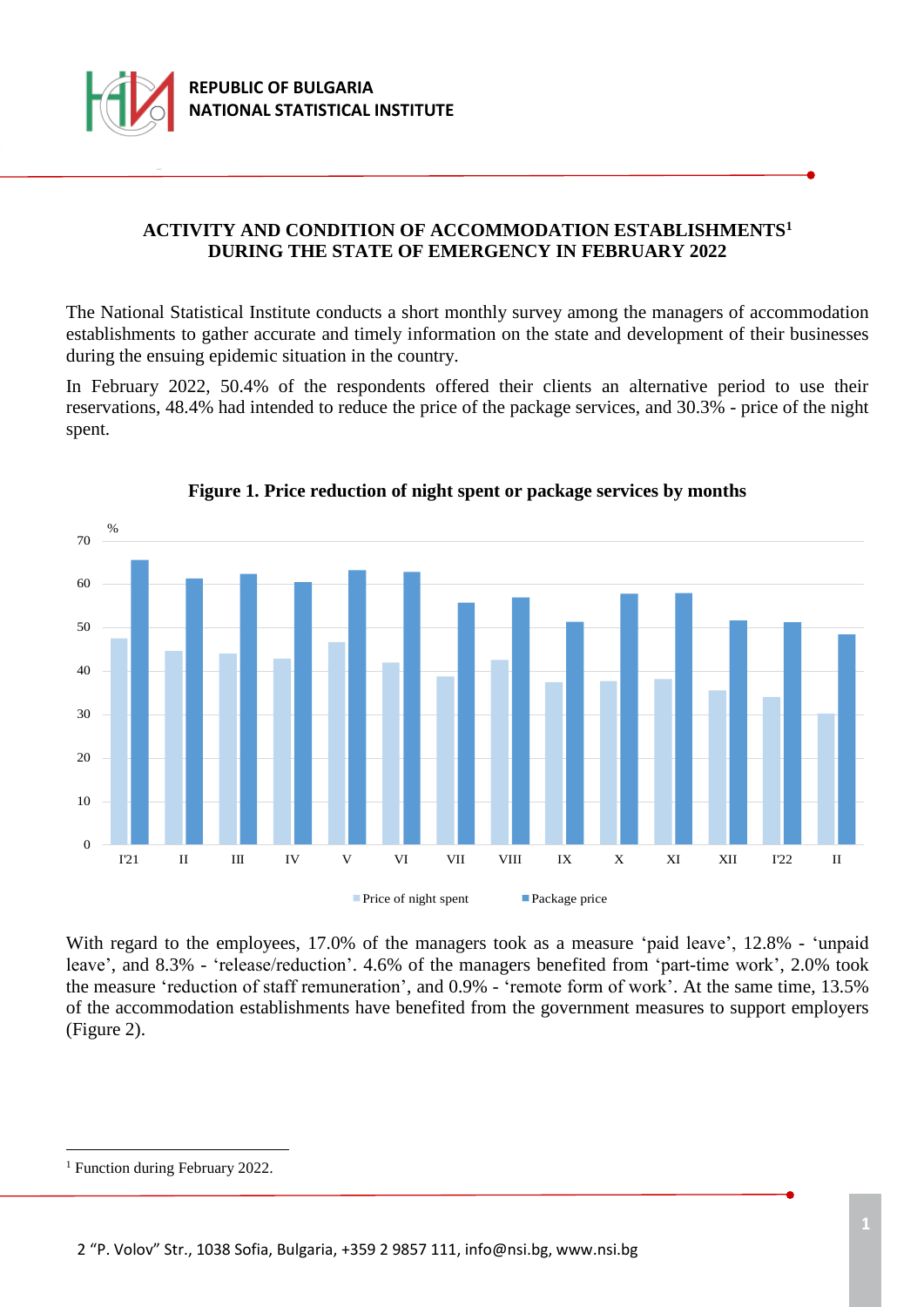REPUBLIC OF BULGARIA
NATIONAL STATISTICAL INSTITUTE

# ACTIVITY AND CONDITION OF ACCOMMODATION ESTABLISHMENTS[1] DURING THE STATE OF EMERGENCY IN FEBRUARY 2022

The National Statistical Institute conducts a short monthly survey among the managers of accommodation establishments to gather accurate and timely information on the state and development of their businesses during the ensuing epidemic situation in the country.

In February 2022, 50.4% of the respondents offered their clients an alternative period to use their reservations, 48.4% had intended to reduce the price of the package services, and 30.3% - price of the night spent.

**Figure 1. Price reduction of night spent or package services by months**

With regard to the employees, 17.0% of the managers took as a measure 'paid leave', 12.8% - 'unpaid leave', and 8.3% - 'release/reduction'. 4.6% of the managers benefited from 'part-time work', 2.0% took the measure 'reduction of staff remuneration', and 0.9% - 'remote form of work'. At the same time, 13.5% of the accommodation establishments have benefited from the government measures to support employers (Figure 2).

---

[1] Function during February 2022.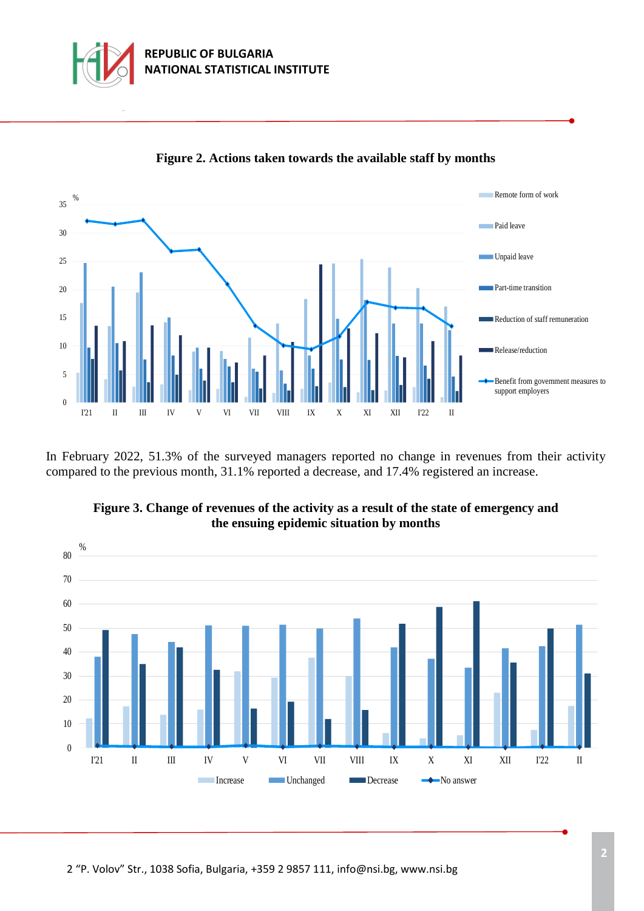**Figure 2. Actions taken towards the available staff by months**

In February 2022, 51.3% of the surveyed managers reported no change in revenues from their activity compared to the previous month, 31.1% reported a decrease, and 17.4% registered an increase.

**Figure 3. Change of revenues of the activity as a result of the state of emergency and the ensuing epidemic situation by months**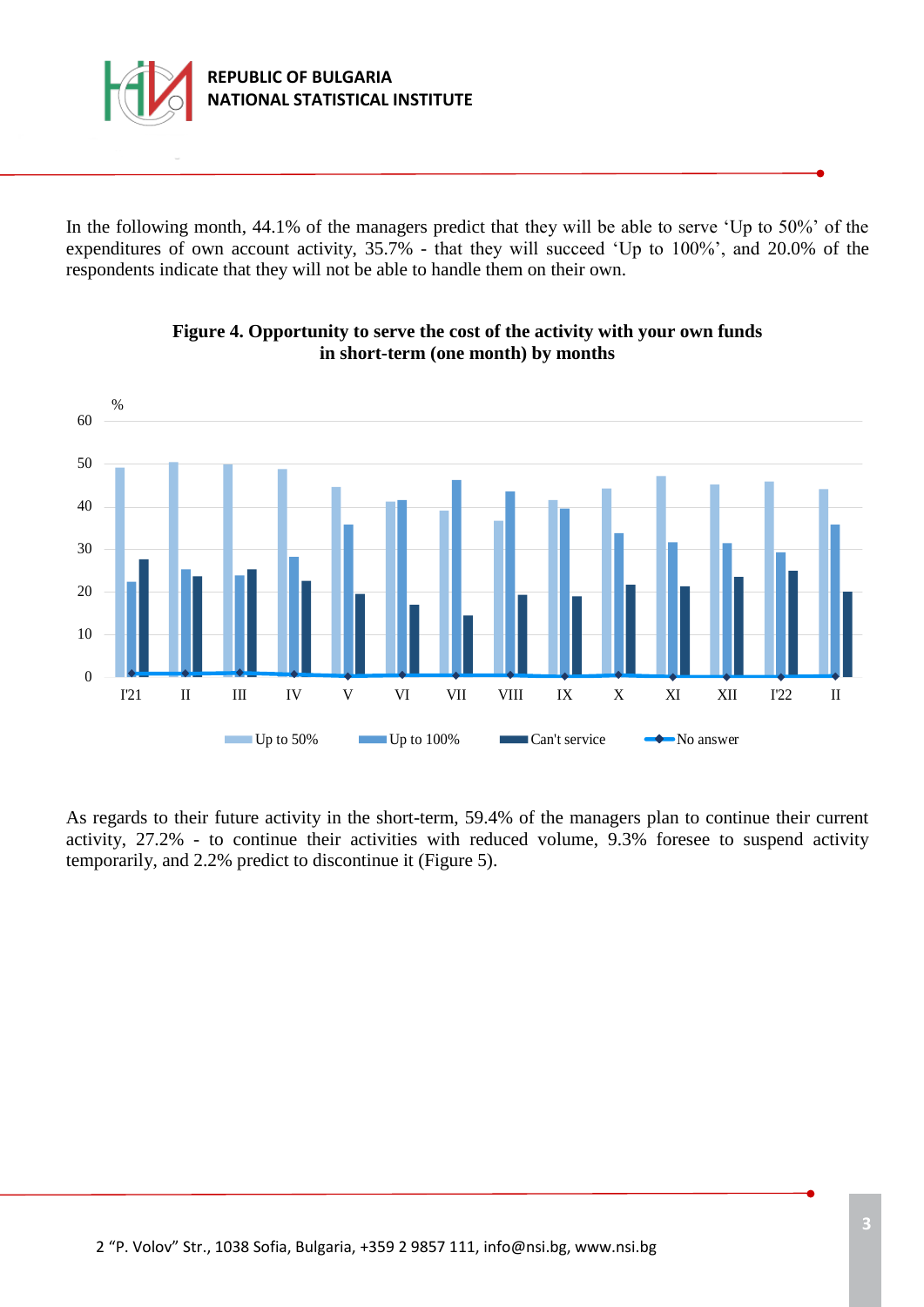In the following month, 44.1% of the managers predict that they will be able to serve 'Up to 50%' of the expenditures of own account activity, 35.7% - that they will succeed 'Up to 100%', and 20.0% of the respondents indicate that they will not be able to handle them on their own.

**Figure 4. Opportunity to serve the cost of the activity with your own funds in short-term (one month) by months**

As regards to their future activity in the short-term, 59.4% of the managers plan to continue their current activity, 27.2% - to continue their activities with reduced volume, 9.3% foresee to suspend activity temporarily, and 2.2% predict to discontinue it (Figure 5).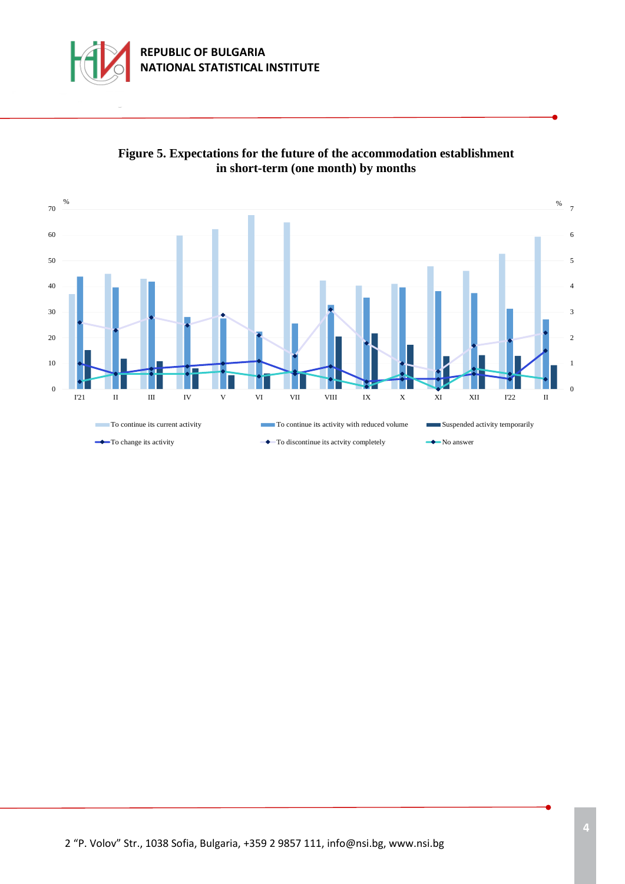**Figure 5. Expectations for the future of the accommodation establishment in short-term (one month) by months**

%

%

To continue its current activity | To continue its activity with reduced volume | Suspended activity temporarily | To change its activity | To discontinue its actvity completely | No answer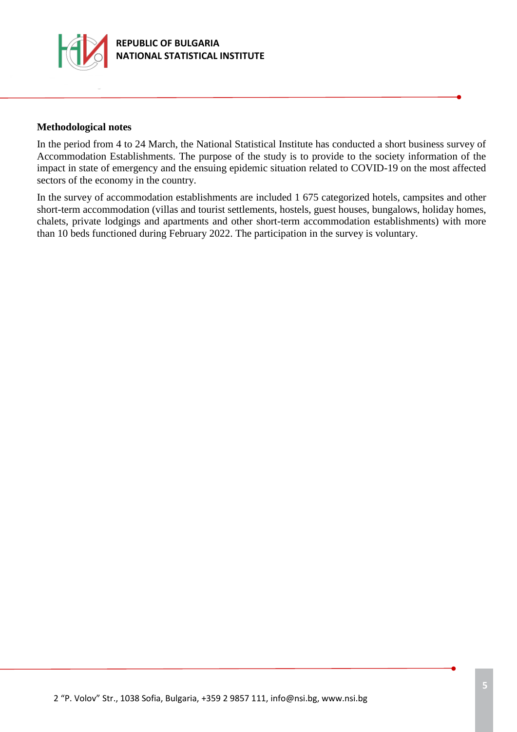**Methodological notes**

In the period from 4 to 24 March, the National Statistical Institute has conducted a short business survey of Accommodation Establishments. The purpose of the study is to provide to the society information of the impact in state of emergency and the ensuing epidemic situation related to COVID-19 on the most affected sectors of the economy in the country.

In the survey of accommodation establishments are included 1 675 categorized hotels, campsites and other short-term accommodation (villas and tourist settlements, hostels, guest houses, bungalows, holiday homes, chalets, private lodgings and apartments and other short-term accommodation establishments) with more than 10 beds functioned during February 2022. The participation in the survey is voluntary.